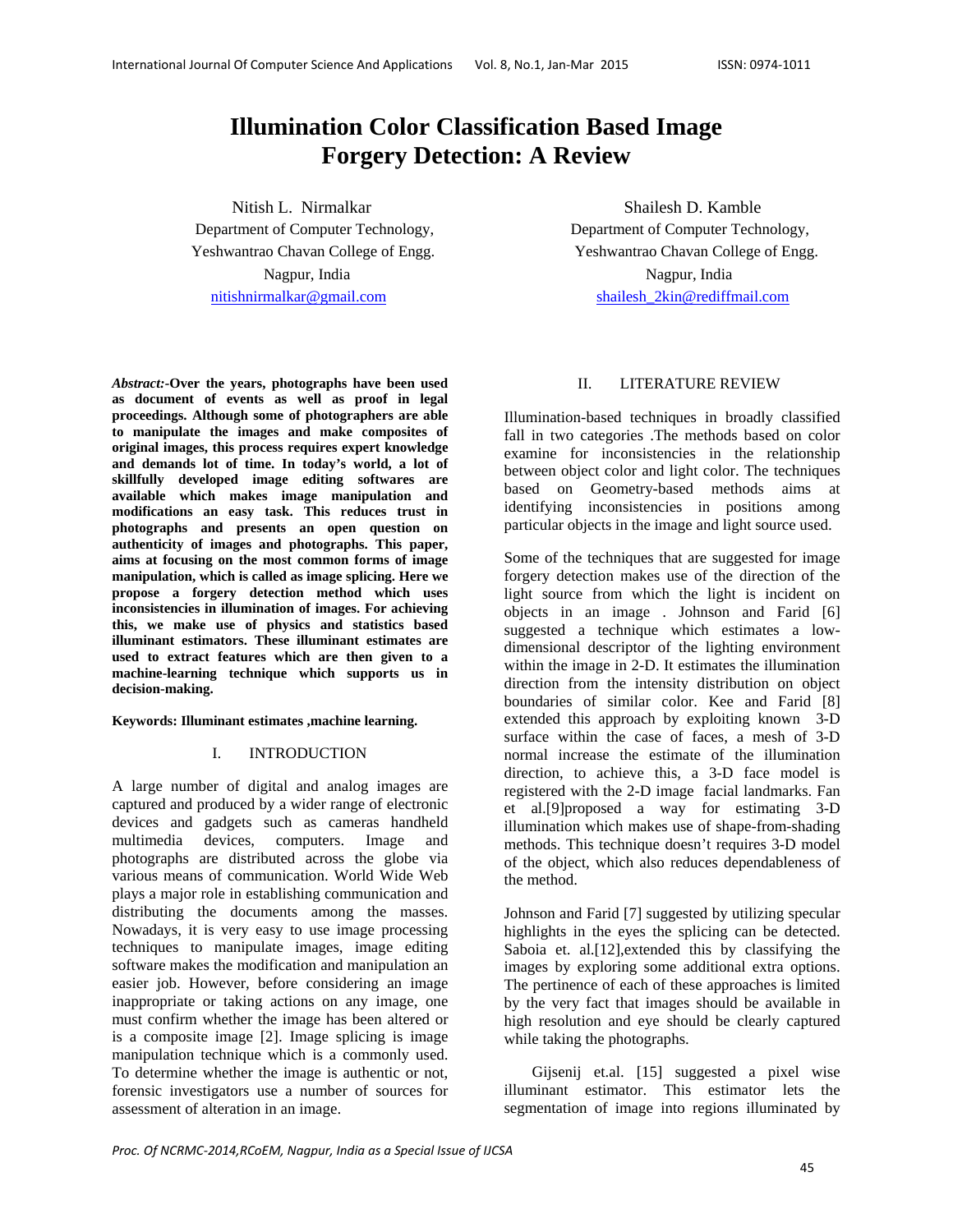# Illumination Color Classification Based Image Forgery Detection: A Review

Nitish L. Nirmalkar
Department of Computer Technology,
Yeshwantrao Chavan College of Engg.
Nagpur, India
nitishnirmalkar@gmail.com

Shailesh D. Kamble
Department of Computer Technology,
Yeshwantrao Chavan College of Engg.
Nagpur, India
shailesh_2kin@rediffmail.com

***Abstract:*-Over the years, photographs have been used as document of events as well as proof in legal proceedings. Although some of photographers are able to manipulate the images and make composites of original images, this process requires expert knowledge and demands lot of time. In today's world, a lot of skillfully developed image editing softwares are available which makes image manipulation and modifications an easy task. This reduces trust in photographs and presents an open question on authenticity of images and photographs. This paper, aims at focusing on the most common forms of image manipulation, which is called as image splicing. Here we propose a forgery detection method which uses inconsistencies in illumination of images. For achieving this, we make use of physics and statistics based illuminant estimators. These illuminant estimates are used to extract features which are then given to a machine-learning technique which supports us in decision-making.**

**Keywords: Illuminant estimates ,machine learning.**

## I. INTRODUCTION

A large number of digital and analog images are captured and produced by a wider range of electronic devices and gadgets such as cameras handheld multimedia devices, computers. Image and photographs are distributed across the globe via various means of communication. World Wide Web plays a major role in establishing communication and distributing the documents among the masses. Nowadays, it is very easy to use image processing techniques to manipulate images, image editing software makes the modification and manipulation an easier job. However, before considering an image inappropriate or taking actions on any image, one must confirm whether the image has been altered or is a composite image [2]. Image splicing is image manipulation technique which is a commonly used. To determine whether the image is authentic or not, forensic investigators use a number of sources for assessment of alteration in an image.

## II. LITERATURE REVIEW

Illumination-based techniques in broadly classified fall in two categories .The methods based on color examine for inconsistencies in the relationship between object color and light color. The techniques based on Geometry-based methods aims at identifying inconsistencies in positions among particular objects in the image and light source used.

Some of the techniques that are suggested for image forgery detection makes use of the direction of the light source from which the light is incident on objects in an image . Johnson and Farid [6] suggested a technique which estimates a low-dimensional descriptor of the lighting environment within the image in 2-D. It estimates the illumination direction from the intensity distribution on object boundaries of similar color. Kee and Farid [8] extended this approach by exploiting known 3-D surface within the case of faces, a mesh of 3-D normal increase the estimate of the illumination direction, to achieve this, a 3-D face model is registered with the 2-D image facial landmarks. Fan et al.[9]proposed a way for estimating 3-D illumination which makes use of shape-from-shading methods. This technique doesn't requires 3-D model of the object, which also reduces dependableness of the method.

Johnson and Farid [7] suggested by utilizing specular highlights in the eyes the splicing can be detected. Saboia et. al.[12],extended this by classifying the images by exploring some additional extra options. The pertinence of each of these approaches is limited by the very fact that images should be available in high resolution and eye should be clearly captured while taking the photographs.

Gijsenij et.al. [15] suggested a pixel wise illuminant estimator. This estimator lets the segmentation of image into regions illuminated by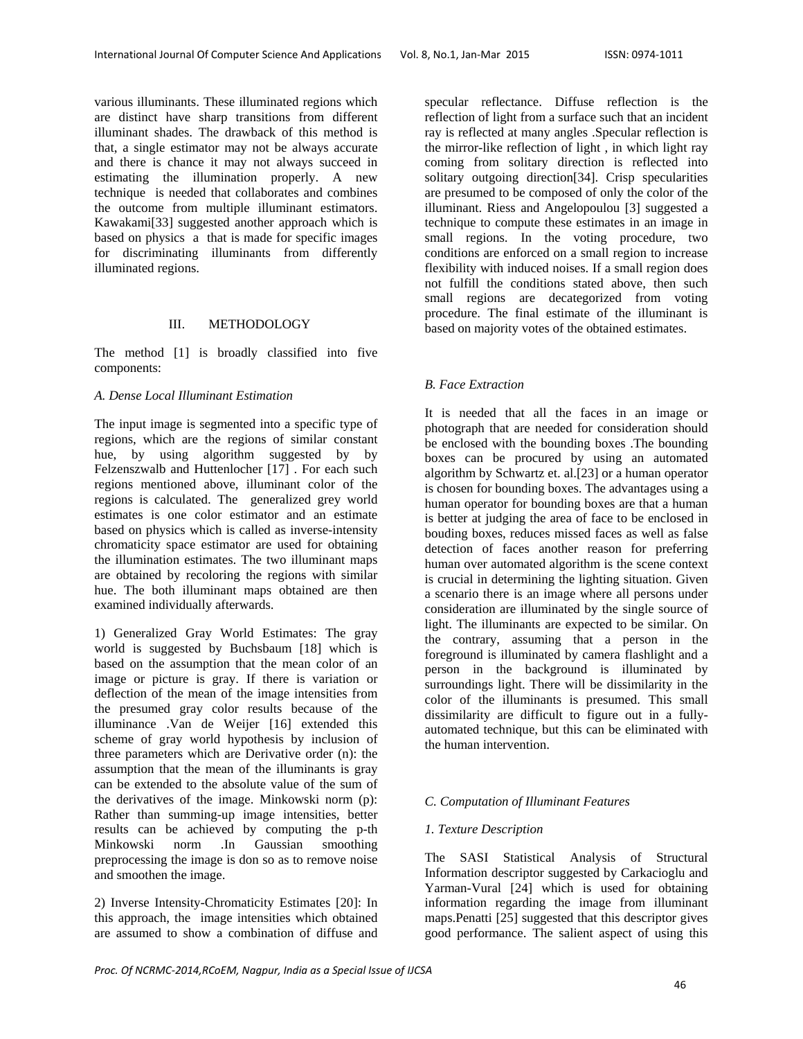various illuminants. These illuminated regions which are distinct have sharp transitions from different illuminant shades. The drawback of this method is that, a single estimator may not be always accurate and there is chance it may not always succeed in estimating the illumination properly. A new technique is needed that collaborates and combines the outcome from multiple illuminant estimators. Kawakami[33] suggested another approach which is based on physics a that is made for specific images for discriminating illuminants from differently illuminated regions.

## III. METHODOLOGY

The method [1] is broadly classified into five components:

### *A. Dense Local Illuminant Estimation*

The input image is segmented into a specific type of regions, which are the regions of similar constant hue, by using algorithm suggested by by Felzenszwalb and Huttenlocher [17] . For each such regions mentioned above, illuminant color of the regions is calculated. The generalized grey world estimates is one color estimator and an estimate based on physics which is called as inverse-intensity chromaticity space estimator are used for obtaining the illumination estimates. The two illuminant maps are obtained by recoloring the regions with similar hue. The both illuminant maps obtained are then examined individually afterwards.

1) Generalized Gray World Estimates: The gray world is suggested by Buchsbaum [18] which is based on the assumption that the mean color of an image or picture is gray. If there is variation or deflection of the mean of the image intensities from the presumed gray color results because of the illuminance .Van de Weijer [16] extended this scheme of gray world hypothesis by inclusion of three parameters which are Derivative order (n): the assumption that the mean of the illuminants is gray can be extended to the absolute value of the sum of the derivatives of the image. Minkowski norm (p): Rather than summing-up image intensities, better results can be achieved by computing the p-th Minkowski norm .In Gaussian smoothing preprocessing the image is don so as to remove noise and smoothen the image.

2) Inverse Intensity-Chromaticity Estimates [20]: In this approach, the image intensities which obtained are assumed to show a combination of diffuse and specular reflectance. Diffuse reflection is the reflection of light from a surface such that an incident ray is reflected at many angles .Specular reflection is the mirror-like reflection of light , in which light ray coming from solitary direction is reflected into solitary outgoing direction[34]. Crisp specularities are presumed to be composed of only the color of the illuminant. Riess and Angelopoulou [3] suggested a technique to compute these estimates in an image in small regions. In the voting procedure, two conditions are enforced on a small region to increase flexibility with induced noises. If a small region does not fulfill the conditions stated above, then such small regions are decategorized from voting procedure. The final estimate of the illuminant is based on majority votes of the obtained estimates.

### *B. Face Extraction*

It is needed that all the faces in an image or photograph that are needed for consideration should be enclosed with the bounding boxes .The bounding boxes can be procured by using an automated algorithm by Schwartz et. al.[23] or a human operator is chosen for bounding boxes. The advantages using a human operator for bounding boxes are that a human is better at judging the area of face to be enclosed in bouding boxes, reduces missed faces as well as false detection of faces another reason for preferring human over automated algorithm is the scene context is crucial in determining the lighting situation. Given a scenario there is an image where all persons under consideration are illuminated by the single source of light. The illuminants are expected to be similar. On the contrary, assuming that a person in the foreground is illuminated by camera flashlight and a person in the background is illuminated by surroundings light. There will be dissimilarity in the color of the illuminants is presumed. This small dissimilarity are difficult to figure out in a fully-automated technique, but this can be eliminated with the human intervention.

### *C. Computation of Illuminant Features*

#### *1. Texture Description*

The SASI Statistical Analysis of Structural Information descriptor suggested by Carkacioglu and Yarman-Vural [24] which is used for obtaining information regarding the image from illuminant maps.Penatti [25] suggested that this descriptor gives good performance. The salient aspect of using this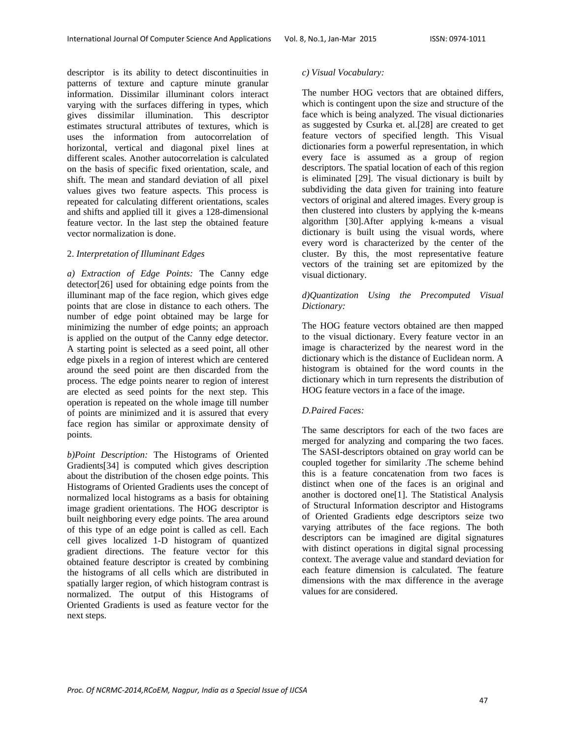descriptor is its ability to detect discontinuities in patterns of texture and capture minute granular information. Dissimilar illuminant colors interact varying with the surfaces differing in types, which gives dissimilar illumination. This descriptor estimates structural attributes of textures, which is uses the information from autocorrelation of horizontal, vertical and diagonal pixel lines at different scales. Another autocorrelation is calculated on the basis of specific fixed orientation, scale, and shift. The mean and standard deviation of all pixel values gives two feature aspects. This process is repeated for calculating different orientations, scales and shifts and applied till it gives a 128-dimensional feature vector. In the last step the obtained feature vector normalization is done.

2. *Interpretation of Illuminant Edges*

*a) Extraction of Edge Points:* The Canny edge detector[26] used for obtaining edge points from the illuminant map of the face region, which gives edge points that are close in distance to each others. The number of edge point obtained may be large for minimizing the number of edge points; an approach is applied on the output of the Canny edge detector. A starting point is selected as a seed point, all other edge pixels in a region of interest which are centered around the seed point are then discarded from the process. The edge points nearer to region of interest are elected as seed points for the next step. This operation is repeated on the whole image till number of points are minimized and it is assured that every face region has similar or approximate density of points.

*b)Point Description:* The Histograms of Oriented Gradients[34] is computed which gives description about the distribution of the chosen edge points. This Histograms of Oriented Gradients uses the concept of normalized local histograms as a basis for obtaining image gradient orientations. The HOG descriptor is built neighboring every edge points. The area around of this type of an edge point is called as cell. Each cell gives localized 1-D histogram of quantized gradient directions. The feature vector for this obtained feature descriptor is created by combining the histograms of all cells which are distributed in spatially larger region, of which histogram contrast is normalized. The output of this Histograms of Oriented Gradients is used as feature vector for the next steps.

*c) Visual Vocabulary:*

The number HOG vectors that are obtained differs, which is contingent upon the size and structure of the face which is being analyzed. The visual dictionaries as suggested by Csurka et. al.[28] are created to get feature vectors of specified length. This Visual dictionaries form a powerful representation, in which every face is assumed as a group of region descriptors. The spatial location of each of this region is eliminated [29]. The visual dictionary is built by subdividing the data given for training into feature vectors of original and altered images. Every group is then clustered into clusters by applying the k-means algorithm [30].After applying k-means a visual dictionary is built using the visual words, where every word is characterized by the center of the cluster. By this, the most representative feature vectors of the training set are epitomized by the visual dictionary.

*d)Quantization Using the Precomputed Visual Dictionary:*

The HOG feature vectors obtained are then mapped to the visual dictionary. Every feature vector in an image is characterized by the nearest word in the dictionary which is the distance of Euclidean norm. A histogram is obtained for the word counts in the dictionary which in turn represents the distribution of HOG feature vectors in a face of the image.

*D.Paired Faces:*

The same descriptors for each of the two faces are merged for analyzing and comparing the two faces. The SASI-descriptors obtained on gray world can be coupled together for similarity .The scheme behind this is a feature concatenation from two faces is distinct when one of the faces is an original and another is doctored one[1]. The Statistical Analysis of Structural Information descriptor and Histograms of Oriented Gradients edge descriptors seize two varying attributes of the face regions. The both descriptors can be imagined are digital signatures with distinct operations in digital signal processing context. The average value and standard deviation for each feature dimension is calculated. The feature dimensions with the max difference in the average values for are considered.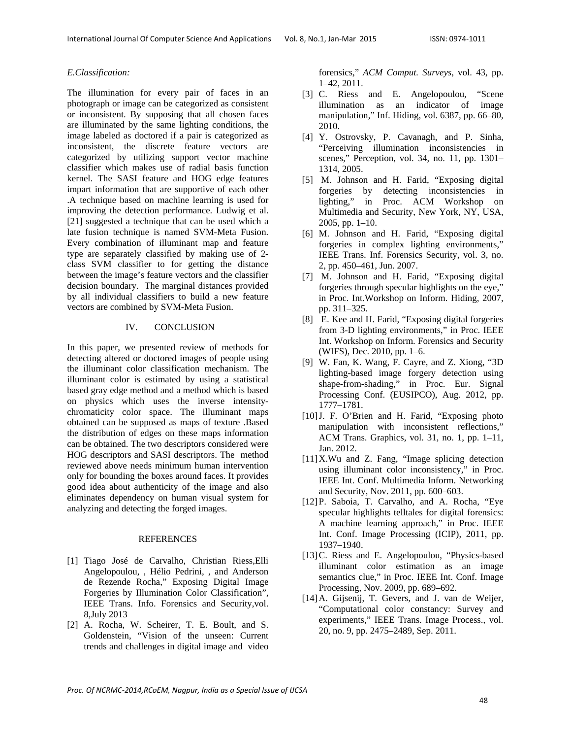*E.Classification:*

The illumination for every pair of faces in an photograph or image can be categorized as consistent or inconsistent. By supposing that all chosen faces are illuminated by the same lighting conditions, the image labeled as doctored if a pair is categorized as inconsistent, the discrete feature vectors are categorized by utilizing support vector machine classifier which makes use of radial basis function kernel. The SASI feature and HOG edge features impart information that are supportive of each other .A technique based on machine learning is used for improving the detection performance. Ludwig et al. [21] suggested a technique that can be used which a late fusion technique is named SVM-Meta Fusion. Every combination of illuminant map and feature type are separately classified by making use of 2-class SVM classifier to for getting the distance between the image's feature vectors and the classifier decision boundary. The marginal distances provided by all individual classifiers to build a new feature vectors are combined by SVM-Meta Fusion.

## IV. CONCLUSION

In this paper, we presented review of methods for detecting altered or doctored images of people using the illuminant color classification mechanism. The illuminant color is estimated by using a statistical based gray edge method and a method which is based on physics which uses the inverse intensity-chromaticity color space. The illuminant maps obtained can be supposed as maps of texture .Based the distribution of edges on these maps information can be obtained. The two descriptors considered were HOG descriptors and SASI descriptors. The method reviewed above needs minimum human intervention only for bounding the boxes around faces. It provides good idea about authenticity of the image and also eliminates dependency on human visual system for analyzing and detecting the forged images.

## REFERENCES

[1] Tiago José de Carvalho, Christian Riess,Elli Angelopoulou, , Hélio Pedrini, , and Anderson de Rezende Rocha," Exposing Digital Image Forgeries by Illumination Color Classification", IEEE Trans. Info. Forensics and Security,vol. 8,July 2013

[2] A. Rocha, W. Scheirer, T. E. Boult, and S. Goldenstein, "Vision of the unseen: Current trends and challenges in digital image and video forensics," *ACM Comput. Surveys*, vol. 43, pp. 1–42, 2011.

[3] C. Riess and E. Angelopoulou, "Scene illumination as an indicator of image manipulation," Inf. Hiding, vol. 6387, pp. 66–80, 2010.

[4] Y. Ostrovsky, P. Cavanagh, and P. Sinha, "Perceiving illumination inconsistencies in scenes," Perception, vol. 34, no. 11, pp. 1301–1314, 2005.

[5] M. Johnson and H. Farid, "Exposing digital forgeries by detecting inconsistencies in lighting," in Proc. ACM Workshop on Multimedia and Security, New York, NY, USA, 2005, pp. 1–10.

[6] M. Johnson and H. Farid, "Exposing digital forgeries in complex lighting environments," IEEE Trans. Inf. Forensics Security, vol. 3, no. 2, pp. 450–461, Jun. 2007.

[7] M. Johnson and H. Farid, "Exposing digital forgeries through specular highlights on the eye," in Proc. Int.Workshop on Inform. Hiding, 2007, pp. 311–325.

[8] E. Kee and H. Farid, "Exposing digital forgeries from 3-D lighting environments," in Proc. IEEE Int. Workshop on Inform. Forensics and Security (WIFS), Dec. 2010, pp. 1–6.

[9] W. Fan, K. Wang, F. Cayre, and Z. Xiong, "3D lighting-based image forgery detection using shape-from-shading," in Proc. Eur. Signal Processing Conf. (EUSIPCO), Aug. 2012, pp. 1777–1781.

[10] J. F. O'Brien and H. Farid, "Exposing photo manipulation with inconsistent reflections," ACM Trans. Graphics, vol. 31, no. 1, pp. 1–11, Jan. 2012.

[11] X.Wu and Z. Fang, "Image splicing detection using illuminant color inconsistency," in Proc. IEEE Int. Conf. Multimedia Inform. Networking and Security, Nov. 2011, pp. 600–603.

[12] P. Saboia, T. Carvalho, and A. Rocha, "Eye specular highlights telltales for digital forensics: A machine learning approach," in Proc. IEEE Int. Conf. Image Processing (ICIP), 2011, pp. 1937–1940.

[13] C. Riess and E. Angelopoulou, "Physics-based illuminant color estimation as an image semantics clue," in Proc. IEEE Int. Conf. Image Processing, Nov. 2009, pp. 689–692.

[14] A. Gijsenij, T. Gevers, and J. van de Weijer, "Computational color constancy: Survey and experiments," IEEE Trans. Image Process., vol. 20, no. 9, pp. 2475–2489, Sep. 2011.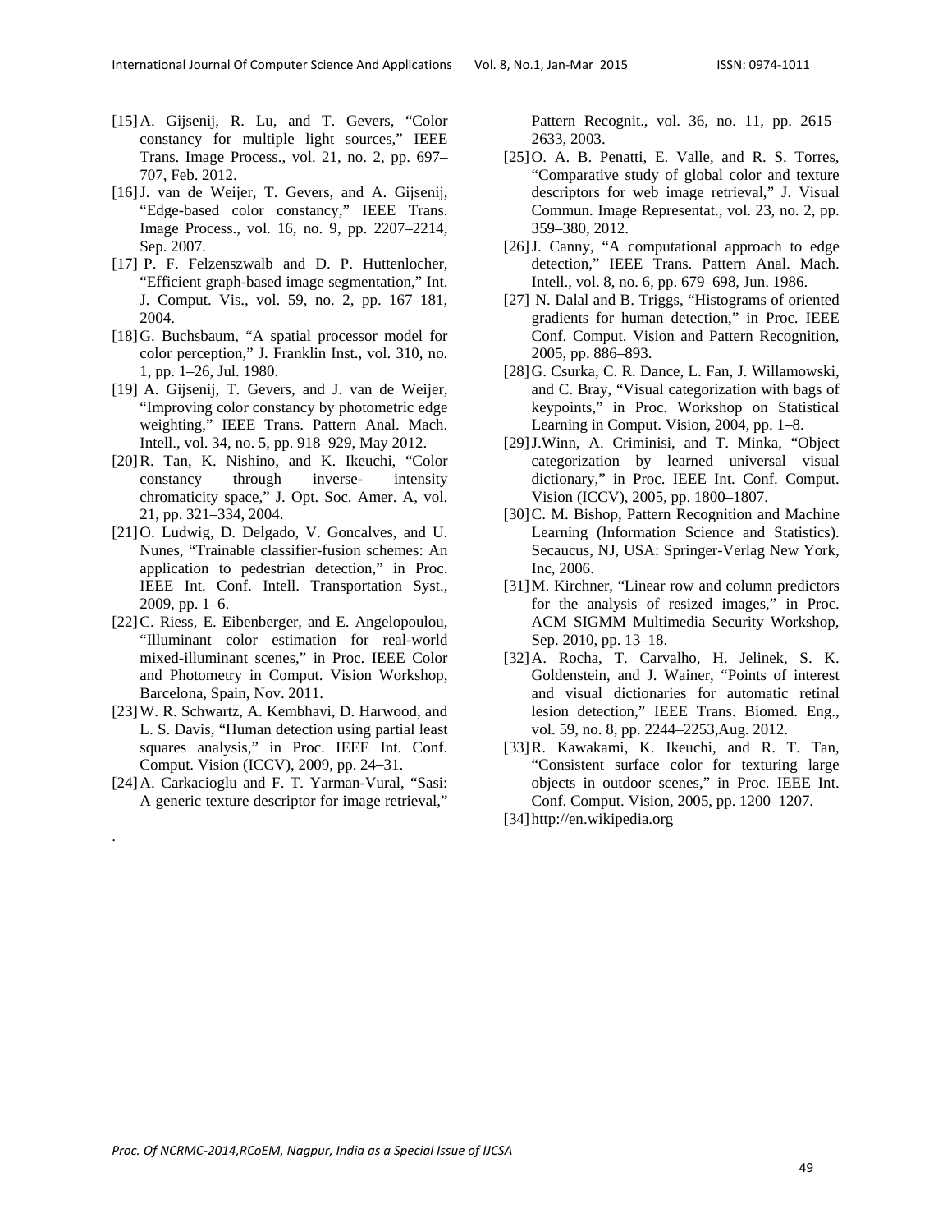[15] A. Gijsenij, R. Lu, and T. Gevers, "Color constancy for multiple light sources," IEEE Trans. Image Process., vol. 21, no. 2, pp. 697–707, Feb. 2012.

[16] J. van de Weijer, T. Gevers, and A. Gijsenij, "Edge-based color constancy," IEEE Trans. Image Process., vol. 16, no. 9, pp. 2207–2214, Sep. 2007.

[17] P. F. Felzenszwalb and D. P. Huttenlocher, "Efficient graph-based image segmentation," Int. J. Comput. Vis., vol. 59, no. 2, pp. 167–181, 2004.

[18] G. Buchsbaum, "A spatial processor model for color perception," J. Franklin Inst., vol. 310, no. 1, pp. 1–26, Jul. 1980.

[19] A. Gijsenij, T. Gevers, and J. van de Weijer, "Improving color constancy by photometric edge weighting," IEEE Trans. Pattern Anal. Mach. Intell., vol. 34, no. 5, pp. 918–929, May 2012.

[20] R. Tan, K. Nishino, and K. Ikeuchi, "Color constancy through inverse- intensity chromaticity space," J. Opt. Soc. Amer. A, vol. 21, pp. 321–334, 2004.

[21] O. Ludwig, D. Delgado, V. Goncalves, and U. Nunes, "Trainable classifier-fusion schemes: An application to pedestrian detection," in Proc. IEEE Int. Conf. Intell. Transportation Syst., 2009, pp. 1–6.

[22] C. Riess, E. Eibenberger, and E. Angelopoulou, "Illuminant color estimation for real-world mixed-illuminant scenes," in Proc. IEEE Color and Photometry in Comput. Vision Workshop, Barcelona, Spain, Nov. 2011.

[23] W. R. Schwartz, A. Kembhavi, D. Harwood, and L. S. Davis, "Human detection using partial least squares analysis," in Proc. IEEE Int. Conf. Comput. Vision (ICCV), 2009, pp. 24–31.

[24] A. Carkacioglu and F. T. Yarman-Vural, "Sasi: A generic texture descriptor for image retrieval," Pattern Recognit., vol. 36, no. 11, pp. 2615–2633, 2003.

[25] O. A. B. Penatti, E. Valle, and R. S. Torres, "Comparative study of global color and texture descriptors for web image retrieval," J. Visual Commun. Image Representat., vol. 23, no. 2, pp. 359–380, 2012.

[26] J. Canny, "A computational approach to edge detection," IEEE Trans. Pattern Anal. Mach. Intell., vol. 8, no. 6, pp. 679–698, Jun. 1986.

[27] N. Dalal and B. Triggs, "Histograms of oriented gradients for human detection," in Proc. IEEE Conf. Comput. Vision and Pattern Recognition, 2005, pp. 886–893.

[28] G. Csurka, C. R. Dance, L. Fan, J. Willamowski, and C. Bray, "Visual categorization with bags of keypoints," in Proc. Workshop on Statistical Learning in Comput. Vision, 2004, pp. 1–8.

[29] J.Winn, A. Criminisi, and T. Minka, "Object categorization by learned universal visual dictionary," in Proc. IEEE Int. Conf. Comput. Vision (ICCV), 2005, pp. 1800–1807.

[30] C. M. Bishop, Pattern Recognition and Machine Learning (Information Science and Statistics). Secaucus, NJ, USA: Springer-Verlag New York, Inc, 2006.

[31] M. Kirchner, "Linear row and column predictors for the analysis of resized images," in Proc. ACM SIGMM Multimedia Security Workshop, Sep. 2010, pp. 13–18.

[32] A. Rocha, T. Carvalho, H. Jelinek, S. K. Goldenstein, and J. Wainer, "Points of interest and visual dictionaries for automatic retinal lesion detection," IEEE Trans. Biomed. Eng., vol. 59, no. 8, pp. 2244–2253,Aug. 2012.

[33] R. Kawakami, K. Ikeuchi, and R. T. Tan, "Consistent surface color for texturing large objects in outdoor scenes," in Proc. IEEE Int. Conf. Comput. Vision, 2005, pp. 1200–1207.

[34] http://en.wikipedia.org